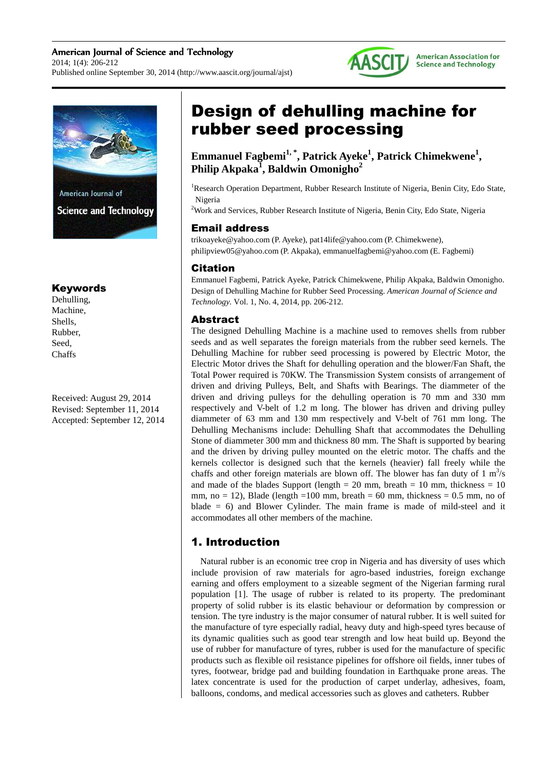# Design of dehulling machine for rubber seed processing

**Emmanuel Fagbemi[1, *], Patrick Ayeke[1], Patrick Chimekwene[1], Philip Akpaka[1], Baldwin Omonigho[2]**

[1]Research Operation Department, Rubber Research Institute of Nigeria, Benin City, Edo State, Nigeria

[2]Work and Services, Rubber Research Institute of Nigeria, Benin City, Edo State, Nigeria

## Email address

trikoayeke@yahoo.com (P. Ayeke), pat14life@yahoo.com (P. Chimekwene), philipview05@yahoo.com (P. Akpaka), emmanuelfagbemi@yahoo.com (E. Fagbemi)

## Citation

Emmanuel Fagbemi, Patrick Ayeke, Patrick Chimekwene, Philip Akpaka, Baldwin Omonigho. Design of Dehulling Machine for Rubber Seed Processing. *American Journal of Science and Technology.* Vol. 1, No. 4, 2014, pp. 206-212.

## Keywords

Dehulling,
Machine,
Shells,
Rubber,
Seed,
Chaffs

Received: August 29, 2014
Revised: September 11, 2014
Accepted: September 12, 2014

## Abstract

The designed Dehulling Machine is a machine used to removes shells from rubber seeds and as well separates the foreign materials from the rubber seed kernels. The Dehulling Machine for rubber seed processing is powered by Electric Motor, the Electric Motor drives the Shaft for dehulling operation and the blower/Fan Shaft, the Total Power required is 70KW. The Transmission System consists of arrangement of driven and driving Pulleys, Belt, and Shafts with Bearings. The diammeter of the driven and driving pulleys for the dehulling operation is 70 mm and 330 mm respectively and V-belt of 1.2 m long. The blower has driven and driving pulley diammeter of 63 mm and 130 mm respectively and V-belt of 761 mm long. The Dehulling Mechanisms include: Dehulling Shaft that accommodates the Dehulling Stone of diammeter 300 mm and thickness 80 mm. The Shaft is supported by bearing and the driven by driving pulley mounted on the eletric motor. The chaffs and the kernels collector is designed such that the kernels (heavier) fall freely while the chaffs and other foreign materials are blown off. The blower has fan duty of 1 $m^3/s$ and made of the blades Support (length = 20 mm, breath = 10 mm, thickness = 10 mm, no = 12), Blade (length =100 mm, breath = 60 mm, thickness = 0.5 mm, no of blade = 6) and Blower Cylinder. The main frame is made of mild-steel and it accommodates all other members of the machine.

## 1. Introduction

Natural rubber is an economic tree crop in Nigeria and has diversity of uses which include provision of raw materials for agro-based industries, foreign exchange earning and offers employment to a sizeable segment of the Nigerian farming rural population [1]. The usage of rubber is related to its property. The predominant property of solid rubber is its elastic behaviour or deformation by compression or tension. The tyre industry is the major consumer of natural rubber. It is well suited for the manufacture of tyre especially radial, heavy duty and high-speed tyres because of its dynamic qualities such as good tear strength and low heat build up. Beyond the use of rubber for manufacture of tyres, rubber is used for the manufacture of specific products such as flexible oil resistance pipelines for offshore oil fields, inner tubes of tyres, footwear, bridge pad and building foundation in Earthquake prone areas. The latex concentrate is used for the production of carpet underlay, adhesives, foam, balloons, condoms, and medical accessories such as gloves and catheters. Rubber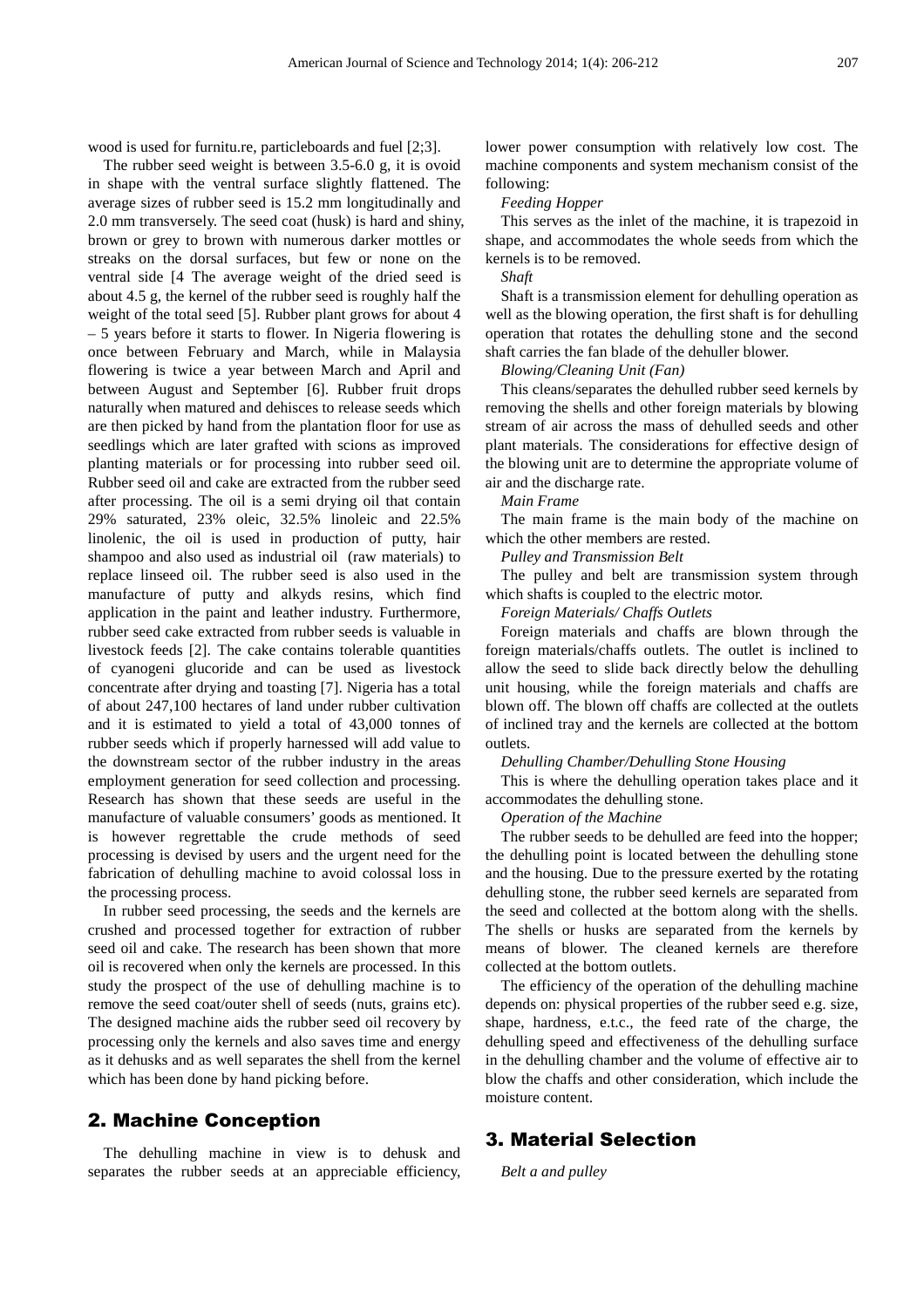wood is used for furnitu.re, particleboards and fuel [2;3].

The rubber seed weight is between 3.5-6.0 g, it is ovoid in shape with the ventral surface slightly flattened. The average sizes of rubber seed is 15.2 mm longitudinally and 2.0 mm transversely. The seed coat (husk) is hard and shiny, brown or grey to brown with numerous darker mottles or streaks on the dorsal surfaces, but few or none on the ventral side [4 The average weight of the dried seed is about 4.5 g, the kernel of the rubber seed is roughly half the weight of the total seed [5]. Rubber plant grows for about 4 – 5 years before it starts to flower. In Nigeria flowering is once between February and March, while in Malaysia flowering is twice a year between March and April and between August and September [6]. Rubber fruit drops naturally when matured and dehisces to release seeds which are then picked by hand from the plantation floor for use as seedlings which are later grafted with scions as improved planting materials or for processing into rubber seed oil. Rubber seed oil and cake are extracted from the rubber seed after processing. The oil is a semi drying oil that contain 29% saturated, 23% oleic, 32.5% linoleic and 22.5% linolenic, the oil is used in production of putty, hair shampoo and also used as industrial oil (raw materials) to replace linseed oil. The rubber seed is also used in the manufacture of putty and alkyds resins, which find application in the paint and leather industry. Furthermore, rubber seed cake extracted from rubber seeds is valuable in livestock feeds [2]. The cake contains tolerable quantities of cyanogeni glucoride and can be used as livestock concentrate after drying and toasting [7]. Nigeria has a total of about 247,100 hectares of land under rubber cultivation and it is estimated to yield a total of 43,000 tonnes of rubber seeds which if properly harnessed will add value to the downstream sector of the rubber industry in the areas employment generation for seed collection and processing. Research has shown that these seeds are useful in the manufacture of valuable consumers' goods as mentioned. It is however regrettable the crude methods of seed processing is devised by users and the urgent need for the fabrication of dehulling machine to avoid colossal loss in the processing process.

In rubber seed processing, the seeds and the kernels are crushed and processed together for extraction of rubber seed oil and cake. The research has been shown that more oil is recovered when only the kernels are processed. In this study the prospect of the use of dehulling machine is to remove the seed coat/outer shell of seeds (nuts, grains etc). The designed machine aids the rubber seed oil recovery by processing only the kernels and also saves time and energy as it dehusks and as well separates the shell from the kernel which has been done by hand picking before.

## 2. Machine Conception

The dehulling machine in view is to dehusk and separates the rubber seeds at an appreciable efficiency, lower power consumption with relatively low cost. The machine components and system mechanism consist of the following:

*Feeding Hopper*

This serves as the inlet of the machine, it is trapezoid in shape, and accommodates the whole seeds from which the kernels is to be removed.

*Shaft*

Shaft is a transmission element for dehulling operation as well as the blowing operation, the first shaft is for dehulling operation that rotates the dehulling stone and the second shaft carries the fan blade of the dehuller blower.

*Blowing/Cleaning Unit (Fan)*

This cleans/separates the dehulled rubber seed kernels by removing the shells and other foreign materials by blowing stream of air across the mass of dehulled seeds and other plant materials. The considerations for effective design of the blowing unit are to determine the appropriate volume of air and the discharge rate.

*Main Frame*

The main frame is the main body of the machine on which the other members are rested.

*Pulley and Transmission Belt*

The pulley and belt are transmission system through which shafts is coupled to the electric motor.

*Foreign Materials/ Chaffs Outlets*

Foreign materials and chaffs are blown through the foreign materials/chaffs outlets. The outlet is inclined to allow the seed to slide back directly below the dehulling unit housing, while the foreign materials and chaffs are blown off. The blown off chaffs are collected at the outlets of inclined tray and the kernels are collected at the bottom outlets.

*Dehulling Chamber/Dehulling Stone Housing*

This is where the dehulling operation takes place and it accommodates the dehulling stone.

*Operation of the Machine*

The rubber seeds to be dehulled are feed into the hopper; the dehulling point is located between the dehulling stone and the housing. Due to the pressure exerted by the rotating dehulling stone, the rubber seed kernels are separated from the seed and collected at the bottom along with the shells. The shells or husks are separated from the kernels by means of blower. The cleaned kernels are therefore collected at the bottom outlets.

The efficiency of the operation of the dehulling machine depends on: physical properties of the rubber seed e.g. size, shape, hardness, e.t.c., the feed rate of the charge, the dehulling speed and effectiveness of the dehulling surface in the dehulling chamber and the volume of effective air to blow the chaffs and other consideration, which include the moisture content.

## 3. Material Selection

*Belt a and pulley*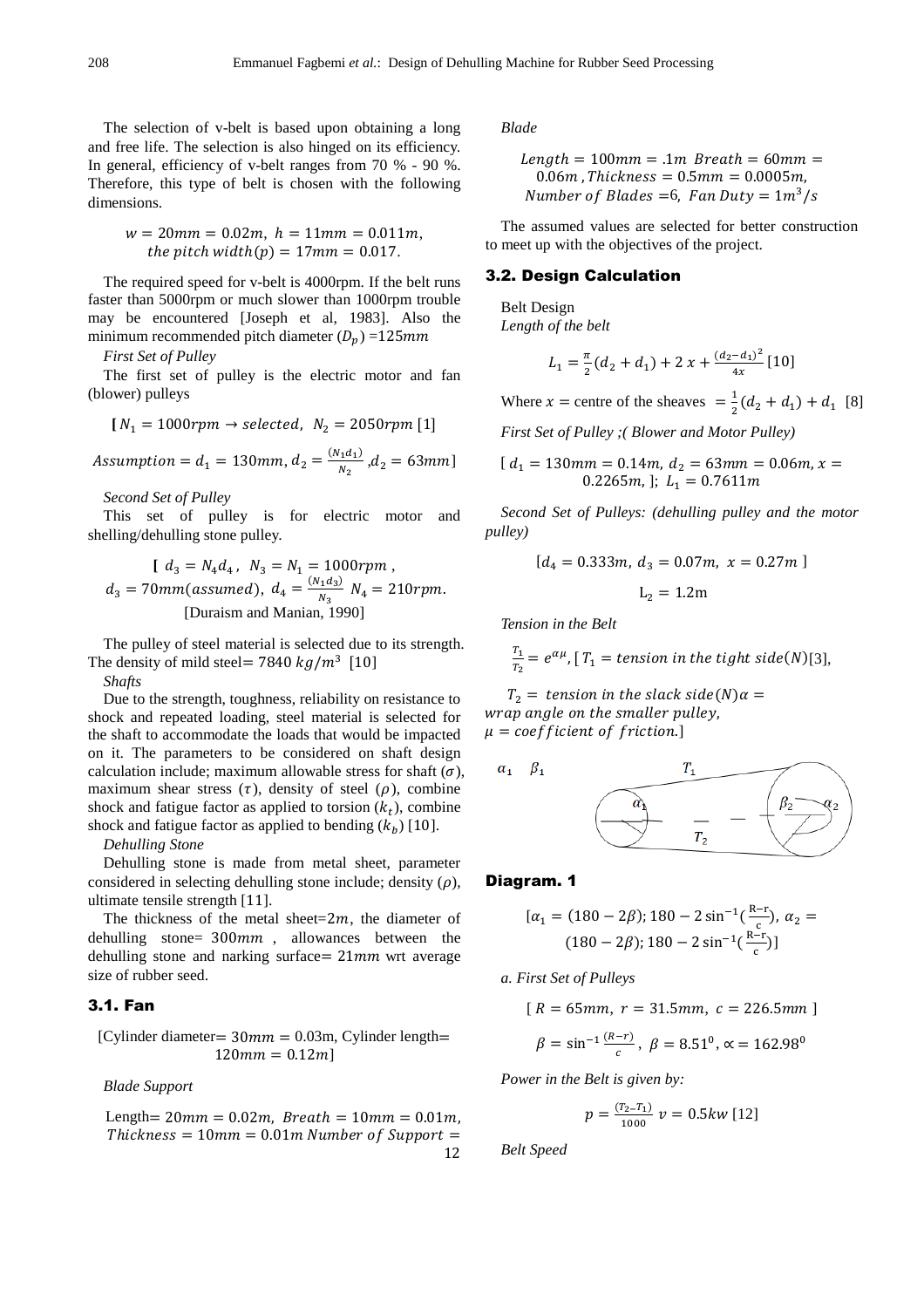The selection of v-belt is based upon obtaining a long and free life. The selection is also hinged on its efficiency. In general, efficiency of v-belt ranges from 70 % - 90 %. Therefore, this type of belt is chosen with the following dimensions.

$$w = 20mm = 0.02m,\ h = 11mm = 0.011m,$$
$$the\ pitch\ width(p) = 17mm = 0.017.$$

The required speed for v-belt is 4000rpm. If the belt runs faster than 5000rpm or much slower than 1000rpm trouble may be encountered [Joseph et al, 1983]. Also the minimum recommended pitch diameter ($D_p$) =$125mm$

*First Set of Pulley*

The first set of pulley is the electric motor and fan (blower) pulleys

$$[N_1 = 1000rpm \rightarrow selected,\ N_2 = 2050rpm\ [1]$$

$$Assumption = d_1 = 130mm, d_2 = \frac{(N_1 d_1)}{N_2}, d_2 = 63mm]$$

*Second Set of Pulley*

This set of pulley is for electric motor and shelling/dehulling stone pulley.

$$[\ d_3 = N_4 d_4,\ N_3 = N_1 = 1000rpm,$$
$$d_3 = 70mm(assumed),\ d_4 = \frac{(N_1 d_3)}{N_3}\ N_4 = 210rpm.$$

[Duraism and Manian, 1990]

The pulley of steel material is selected due to its strength. The density of mild steel= $7840\ kg/m^3$ [10]

*Shafts*

Due to the strength, toughness, reliability on resistance to shock and repeated loading, steel material is selected for the shaft to accommodate the loads that would be impacted on it. The parameters to be considered on shaft design calculation include; maximum allowable stress for shaft ($\sigma$), maximum shear stress ($\tau$), density of steel ($\rho$), combine shock and fatigue factor as applied to torsion ($k_t$), combine shock and fatigue factor as applied to bending ($k_b$) [10].

*Dehulling Stone*

Dehulling stone is made from metal sheet, parameter considered in selecting dehulling stone include; density ($\rho$), ultimate tensile strength [11].

The thickness of the metal sheet=$2m$, the diameter of dehulling stone= $300mm$, allowances between the dehulling stone and narking surface= $21mm$ wrt average size of rubber seed.

### 3.1. Fan

[Cylinder diameter= $30mm = 0.03$m, Cylinder length= $120mm = 0.12m$]

*Blade Support*

Length= $20mm = 0.02m,\ Breath = 10mm = 0.01m,\ Thickness = 10mm = 0.01m\ Number\ of\ Support =$ 12

*Blade*

$$Length = 100mm = .1m\ \ Breath = 60mm = 0.06m, Thickness = 0.5mm = 0.0005m,$$
$$Number\ of\ Blades = 6,\ \ Fan\ Duty = 1m^3/s$$

The assumed values are selected for better construction to meet up with the objectives of the project.

### 3.2. Design Calculation

Belt Design

*Length of the belt*

$$L_1 = \frac{\pi}{2}(d_2 + d_1) + 2\ x + \frac{(d_2 - d_1)^2}{4x}\ [10]$$

Where $x$ = centre of the sheaves $= \frac{1}{2}(d_2 + d_1) + d_1$ [8]

*First Set of Pulley ;( Blower and Motor Pulley)*

$$[\ d_1 = 130mm = 0.14m,\ d_2 = 63mm = 0.06m, x = 0.2265m,\ ];\ L_1 = 0.7611m$$

*Second Set of Pulleys: (dehulling pulley and the motor pulley)*

$$[d_4 = 0.333m,\ d_3 = 0.07m,\ \ x = 0.27m\ ]$$

$$L_2 = 1.2m$$

*Tension in the Belt*

$\frac{T_1}{T_2} = e^{\alpha\mu}$, [ $T_1 = tension\ in\ the\ tight\ side(N)$[3],

$T_2 = \ tension\ in\ the\ slack\ side(N)\alpha = wrap\ angle\ on\ the\ smaller\ pulley,$ $\mu = coefficient\ of\ friction.$]

$\alpha_1$ $\beta_1$

**Diagram. 1**

$$[\alpha_1 = (180 - 2\beta); 180 - 2\sin^{-1}(\frac{R-r}{c}),\ \alpha_2 = (180 - 2\beta); 180 - 2\sin^{-1}(\frac{R-r}{c})]$$

*a. First Set of Pulleys*

$$[\ R = 65mm,\ r = 31.5mm,\ c = 226.5mm\ ]$$

$$\beta = \sin^{-1}\frac{(R-r)}{c},\ \ \beta = 8.51^0, \propto = 162.98^0$$

*Power in the Belt is given by:*

$$p = \frac{(T_2 - T_1)}{1000}\ v = 0.5kw\ [12]$$

*Belt Speed*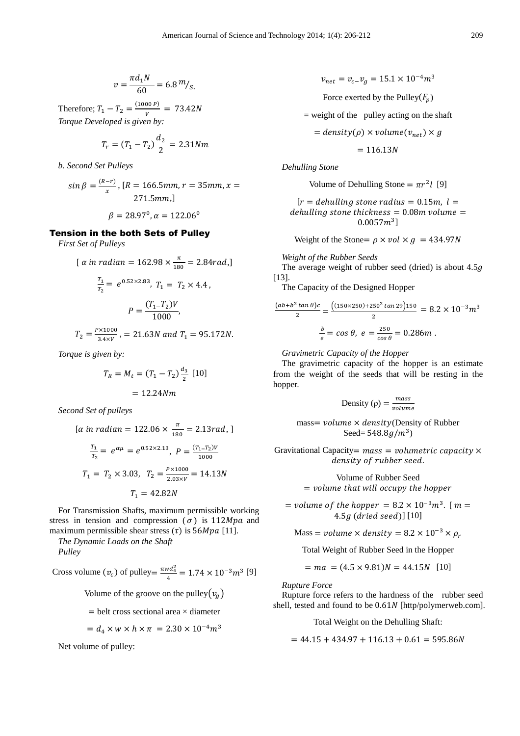$$v = \frac{\pi d_1 N}{60} = 6.8\, ^{m}/_{S.}$$

Therefore; $T_1 - T_2 = \frac{(1000\,P)}{V} = 73.42N$

*Torque Developed is given by:*

$$T_r = (T_1 - T_2)\frac{d_2}{2} = 2.31Nm$$

*b. Second Set Pulleys*

$$\sin\beta = \frac{(R-r)}{x}, [R = 166.5mm, r = 35mm, x = 271.5mm,]$$

$$\beta = 28.97^0, \alpha = 122.06^0$$

## Tension in the both Sets of Pulley

*First Set of Pulleys*

$$[\ \alpha\ in\ radian = 162.98 \times \frac{\pi}{180} = 2.84rad,]$$

$$\frac{T_1}{T_2} = e^{0.52 \times 2.83},\ T_1 = T_2 \times 4.4,$$

$$P = \frac{(T_1 - T_2)V}{1000},$$

$$T_2 = \frac{P \times 1000}{3.4 \times V}, = 21.63N\ and\ T_1 = 95.172N.$$

*Torque is given by:*

$$T_R = M_t = (T_1 - T_2)\frac{d_3}{2}\ [10]$$

$$= 12.24Nm$$

*Second Set of pulleys*

$$[\alpha\ in\ radian = 122.06 \times \frac{\pi}{180} = 2.13rad,\ ]$$

$$\frac{T_1}{T_2} = e^{\alpha\mu} = e^{0.52 \times 2.13},\ P = \frac{(T_1 - T_2)V}{1000}$$

$$T_1 = T_2 \times 3.03,\ \ T_2 = \frac{P \times 1000}{2.03 \times V} = 14.13N$$

$$T_1 = 42.82N$$

For Transmission Shafts, maximum permissible working stress in tension and compression ($\sigma$) is $112Mpa$ and maximum permissible shear stress ($\tau$) is $56Mpa$ [11].

*The Dynamic Loads on the Shaft*

*Pulley*

Cross volume ($v_c$) of pulley$= \frac{\pi w d_4^2}{4} = 1.74 \times 10^{-3}m^3$ [9]

Volume of the groove on the pulley$(v_g)$

$=$ belt cross sectional area × diameter

$$= d_4 \times w \times h \times \pi\ = 2.30 \times 10^{-4}m^3$$

Net volume of pulley:

$$v_{net} = v_c - v_g = 15.1 \times 10^{-4}m^3$$

Force exerted by the Pulley$(F_p)$

$=$ weight of the pulley acting on the shaft

$$= density(\rho) \times volume(v_{net}) \times g$$

$$= 116.13N$$

*Dehulling Stone*

Volume of Dehulling Stone $= \pi r^2 l$ [9]

$[r = dehulling\ stone\ radius = 0.15m,\ l = dehulling\ stone\ thickness = 0.08m\ volume = 0.0057m^3]$

Weight of the Stone$= \rho \times vol \times g\ = 434.97N$

*Weight of the Rubber Seeds*

The average weight of rubber seed (dried) is about $4.5g$ [13].

The Capacity of the Designed Hopper

$$\frac{(ab + b^2\tan\theta)c}{2} = \frac{\left((150 \times 250) + 250^2\tan 29\right)150}{2} = 8.2 \times 10^{-3}m^3$$

$$\frac{b}{e} = \cos\theta,\ e = \frac{250}{\cos\theta} = 0.286m\ .$$

*Gravimetric Capacity of the Hopper*

The gravimetric capacity of the hopper is an estimate from the weight of the seeds that will be resting in the hopper.

$$\text{Density } (\rho) = \frac{mass}{volume}$$

mass$= volume \times density$(Density of Rubber Seed$= 548.8g/m^3$)

Gravitational Capacity$= mass = volumetric\ capacity \times density\ of\ rubber\ seed.$

Volume of Rubber Seed $= volume\ that\ will\ occupy\ the\ hopper$

$= volume\ of\ the\ hopper\ = 8.2 \times 10^{-3}m^3.$ $[\ m = 4.5g\ (dried\ seed)]$ [10]

$$\text{Mass} = volume \times density = 8.2 \times 10^{-3} \times \rho_r$$

Total Weight of Rubber Seed in the Hopper

$$= ma\ = (4.5 \times 9.81)N = 44.15N\ \ [10]$$

*Rupture Force*

Rupture force refers to the hardness of the rubber seed shell, tested and found to be $0.61N$ [http/polymerweb.com].

Total Weight on the Dehulling Shaft:

$$= 44.15 + 434.97 + 116.13 + 0.61 = 595.86N$$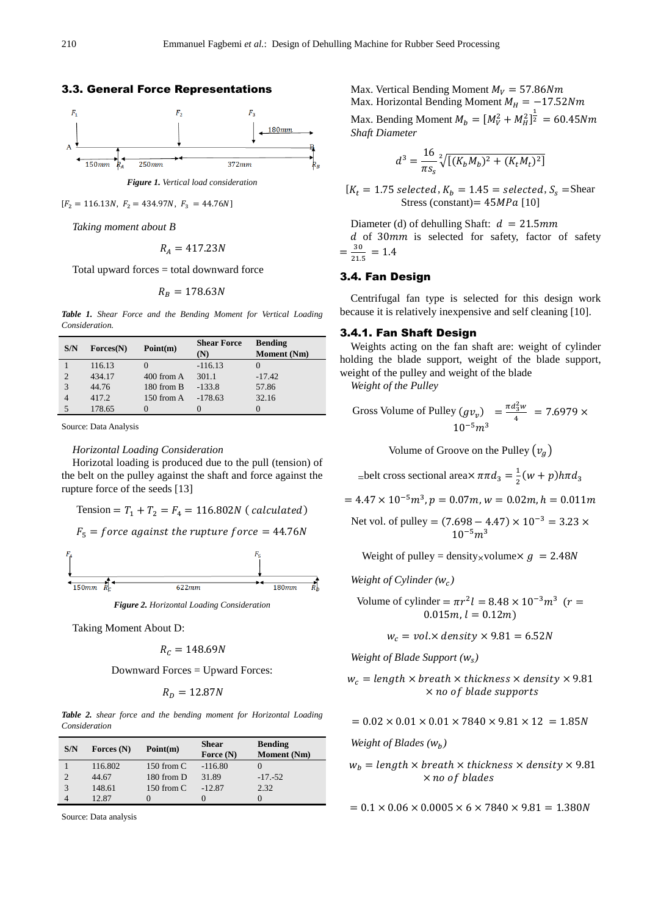### 3.3. General Force Representations

*Figure 1. Vertical load consideration*

$[F_2 = 116.13N,\ F_2 = 434.97N,\ F_3 = 44.76N]$

*Taking moment about B*

$$R_A = 417.23N$$

Total upward forces = total downward force

$$R_B = 178.63N$$

***Table 1.** Shear Force and the Bending Moment for Vertical Loading Consideration.*

| S/N | Forces(N) | Point(m) | Shear Force (N) | Bending Moment (Nm) |
|---|---|---|---|---|
| 1 | 116.13 | 0 | -116.13 | 0 |
| 2 | 434.17 | 400 from A | 301.1 | -17.42 |
| 3 | 44.76 | 180 from B | -133.8 | 57.86 |
| 4 | 417.2 | 150 from A | -178.63 | 32.16 |
| 5 | 178.65 | 0 | 0 | 0 |

Source: Data Analysis

*Horizontal Loading Consideration*

Horizotal loading is produced due to the pull (tension) of the belt on the pulley against the shaft and force against the rupture force of the seeds [13]

$$\text{Tension} = T_1 + T_2 = F_4 = 116.802N\ (\,calculated)$$

$$F_5 = force\ against\ the\ rupture\ force = 44.76N$$

*Figure 2. Horizontal Loading Consideration*

Taking Moment About D:

$$R_C = 148.69N$$

Downward Forces = Upward Forces:

$$R_D = 12.87N$$

***Table 2.** shear force and the bending moment for Horizontal Loading Consideration*

| S/N | Forces (N) | Point(m) | Shear Force (N) | Bending Moment (Nm) |
|---|---|---|---|---|
| 1 | 116.802 | 150 from C | -116.80 | 0 |
| 2 | 44.67 | 180 from D | 31.89 | -17.-52 |
| 3 | 148.61 | 150 from C | -12.87 | 2.32 |
| 4 | 12.87 | 0 | 0 | 0 |

Source: Data analysis

Max. Vertical Bending Moment $M_V = 57.86Nm$
Max. Horizontal Bending Moment $M_H = -17.52Nm$

Max. Bending Moment $M_b = [M_V^2 + M_H^2]^{\frac{1}{2}} = 60.45Nm$

*Shaft Diameter*

$$d^3 = \frac{16}{\pi s_s}\sqrt[2]{[(K_b M_b)^2 + (K_t M_t)^2]}$$

$[K_t = 1.75\ selected, K_b = 1.45 = selected, S_s =$ Shear Stress (constant)$= 45MPa$ [10]

Diameter (d) of dehulling Shaft: $d = 21.5mm$

$d$ of $30mm$ is selected for safety, factor of safety $= \frac{30}{21.5} = 1.4$

### 3.4. Fan Design

Centrifugal fan type is selected for this design work because it is relatively inexpensive and self cleaning [10].

#### 3.4.1. Fan Shaft Design

Weights acting on the fan shaft are: weight of cylinder holding the blade support, weight of the blade support, weight of the pulley and weight of the blade

*Weight of the Pulley*

$$\text{Gross Volume of Pulley } (gv_v) = \frac{\pi d_3^2 w}{4} = 7.6979 \times 10^{-5}m^3$$

$$\text{Volume of Groove on the Pulley } (v_g)$$

$$=\text{belt cross sectional area} \times \pi\pi d_3 = \frac{1}{2}(w + p)h\pi d_3$$

$$= 4.47 \times 10^{-5}m^3, p = 0.07m, w = 0.02m, h = 0.011m$$

$$\text{Net vol. of pulley} = (7.698 - 4.47) \times 10^{-3} = 3.23 \times 10^{-5}m^3$$

$$\text{Weight of pulley} = \text{density} \times \text{volume} \times g = 2.48N$$

*Weight of Cylinder ($w_c$)*

$$\text{Volume of cylinder} = \pi r^2 l = 8.48 \times 10^{-3}m^3\ \ (r = 0.015m, l = 0.12m)$$

$$w_c = vol. \times density \times 9.81 = 6.52N$$

*Weight of Blade Support ($w_s$)*

$$w_c = length \times breath \times thickness \times density \times 9.81 \times no\ of\ blade\ supports$$

$$= 0.02 \times 0.01 \times 0.01 \times 7840 \times 9.81 \times 12 = 1.85N$$

*Weight of Blades ($w_b$)*

$$w_b = length \times breath \times thickness \times density \times 9.81 \times no\ of\ blades$$

$$= 0.1 \times 0.06 \times 0.0005 \times 6 \times 7840 \times 9.81 = 1.380N$$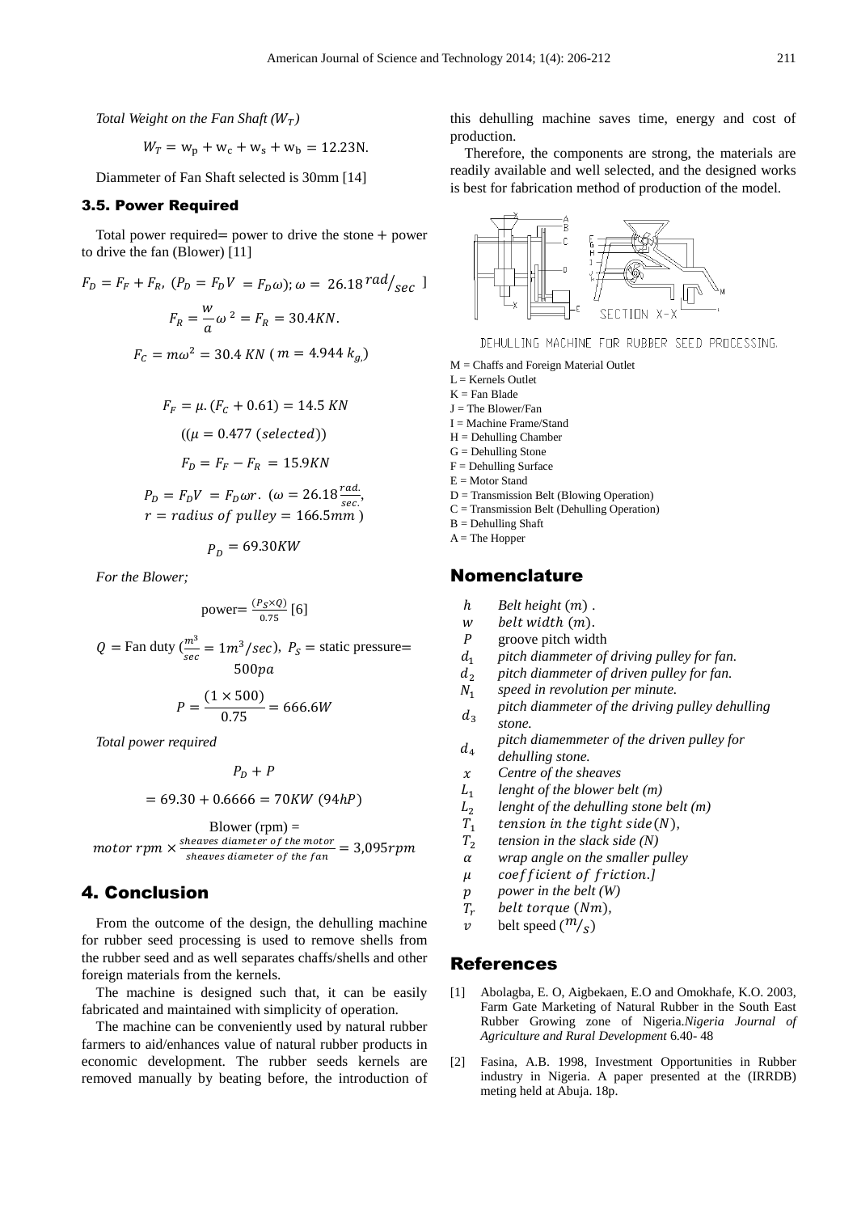*Total Weight on the Fan Shaft ($W_T$)*

$$W_T = w_p + w_c + w_s + w_b = 12.23\text{N}.$$

Diammeter of Fan Shaft selected is 30mm [14]

### 3.5. Power Required

Total power required= power to drive the stone + power to drive the fan (Blower) [11]

$$F_D = F_F + F_R,\ (P_D = F_D V\ = F_D\omega);\ \omega =\ 26.18\, {}^{rad}/_{sec}\ ]$$

$$F_R = \frac{w}{a}\omega^{\,2} = F_R = 30.4KN.$$

$$F_C = m\omega^2 = 30.4\ KN\ (\ m = 4.944\ k_{g,})$$

$$F_F = \mu.(F_C + 0.61) = 14.5\ KN$$

$$((\mu = 0.477\ (selected))$$

$$F_D = F_F - F_R\ = 15.9KN$$

$$P_D = F_D V\ = F_D\omega r.\ \ (\omega = 26.18\frac{rad.}{sec.},\ r = radius\ of\ pulley = 166.5mm\ )$$

$$P_D = 69.30KW$$

*For the Blower;*

$$\text{power}= \frac{(P_S \times Q)}{0.75}\ [6]$$

$Q$ = Fan duty ($\frac{m^3}{sec} = 1m^3/sec$), $P_S$ = static pressure= $500pa$

$$P = \frac{(1 \times 500)}{0.75} = 666.6W$$

*Total power required*

$$P_D + P$$

$$= 69.30 + 0.6666 = 70KW\ (94hP)$$

$$\text{Blower (rpm)} = motor\ rpm \times \frac{sheaves\ diameter\ of\ the\ motor}{sheaves\ diameter\ of\ the\ fan} = 3{,}095rpm$$

## 4. Conclusion

From the outcome of the design, the dehulling machine for rubber seed processing is used to remove shells from the rubber seed and as well separates chaffs/shells and other foreign materials from the kernels.

The machine is designed such that, it can be easily fabricated and maintained with simplicity of operation.

The machine can be conveniently used by natural rubber farmers to aid/enhances value of natural rubber products in economic development. The rubber seeds kernels are removed manually by beating before, the introduction of this dehulling machine saves time, energy and cost of production.

Therefore, the components are strong, the materials are readily available and well selected, and the designed works is best for fabrication method of production of the model.

DEHULLING MACHINE FOR RUBBER SEED PROCESSING.

M = Chaffs and Foreign Material Outlet
L = Kernels Outlet
K = Fan Blade
J = The Blower/Fan
I = Machine Frame/Stand
H = Dehulling Chamber
G = Dehulling Stone
F = Dehulling Surface
E = Motor Stand
D = Transmission Belt (Blowing Operation)
C = Transmission Belt (Dehulling Operation)
B = Dehulling Shaft
A = The Hopper

## Nomenclature

| | |
|---|---|
| $h$ | *Belt height* $(m)$ . |
| $w$ | *belt width* $(m)$. |
| $P$ | groove pitch width |
| $d_1$ | *pitch diammeter of driving pulley for fan.* |
| $d_2$ | *pitch diammeter of driven pulley for fan.* |
| $N_1$ | *speed in revolution per minute.* |
| $d_3$ | *pitch diammeter of the driving pulley dehulling stone.* |
| $d_4$ | *pitch diamemmeter of the driven pulley for dehulling stone.* |
| $x$ | *Centre of the sheaves* |
| $L_1$ | *lenght of the blower belt (m)* |
| $L_2$ | *lenght of the dehulling stone belt (m)* |
| $T_1$ | *tension in the tight side*$(N)$, |
| $T_2$ | *tension in the slack side (N)* |
| $\alpha$ | *wrap angle on the smaller pulley* |
| $\mu$ | *coefficient of friction.]* |
| $p$ | *power in the belt (W)* |
| $T_r$ | *belt torque* $(Nm)$, |
| $v$ | belt speed (${}^{m}/_{S}$) |

## References

[1] Abolagba, E. O, Aigbekaen, E.O and Omokhafe, K.O. 2003, Farm Gate Marketing of Natural Rubber in the South East Rubber Growing zone of Nigeria.*Nigeria Journal of Agriculture and Rural Development* 6.40- 48

[2] Fasina, A.B. 1998, Investment Opportunities in Rubber industry in Nigeria. A paper presented at the (IRRDB) meting held at Abuja. 18p.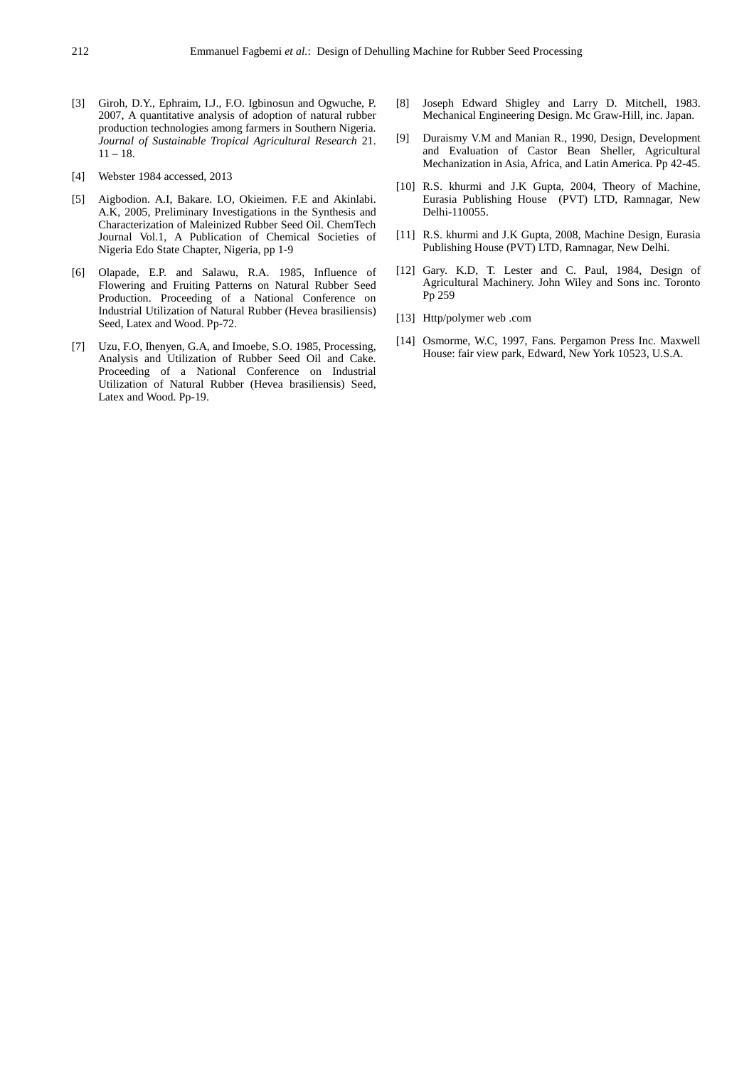[3] Giroh, D.Y., Ephraim, I.J., F.O. Igbinosun and Ogwuche, P. 2007, A quantitative analysis of adoption of natural rubber production technologies among farmers in Southern Nigeria. *Journal of Sustainable Tropical Agricultural Research* 21. 11 – 18.

[4] Webster 1984 accessed, 2013

[5] Aigbodion. A.I, Bakare. I.O, Okieimen. F.E and Akinlabi. A.K, 2005, Preliminary Investigations in the Synthesis and Characterization of Maleinized Rubber Seed Oil. ChemTech Journal Vol.1, A Publication of Chemical Societies of Nigeria Edo State Chapter, Nigeria, pp 1-9

[6] Olapade, E.P. and Salawu, R.A. 1985, Influence of Flowering and Fruiting Patterns on Natural Rubber Seed Production. Proceeding of a National Conference on Industrial Utilization of Natural Rubber (Hevea brasiliensis) Seed, Latex and Wood. Pp-72.

[7] Uzu, F.O, Ihenyen, G.A, and Imoebe, S.O. 1985, Processing, Analysis and Utilization of Rubber Seed Oil and Cake. Proceeding of a National Conference on Industrial Utilization of Natural Rubber (Hevea brasiliensis) Seed, Latex and Wood. Pp-19.

[8] Joseph Edward Shigley and Larry D. Mitchell, 1983. Mechanical Engineering Design. Mc Graw-Hill, inc. Japan.

[9] Duraismy V.M and Manian R., 1990, Design, Development and Evaluation of Castor Bean Sheller, Agricultural Mechanization in Asia, Africa, and Latin America. Pp 42-45.

[10] R.S. khurmi and J.K Gupta, 2004, Theory of Machine, Eurasia Publishing House (PVT) LTD, Ramnagar, New Delhi-110055.

[11] R.S. khurmi and J.K Gupta, 2008, Machine Design, Eurasia Publishing House (PVT) LTD, Ramnagar, New Delhi.

[12] Gary. K.D, T. Lester and C. Paul, 1984, Design of Agricultural Machinery. John Wiley and Sons inc. Toronto Pp 259

[13] Http/polymer web .com

[14] Osmorme, W.C, 1997, Fans. Pergamon Press Inc. Maxwell House: fair view park, Edward, New York 10523, U.S.A.